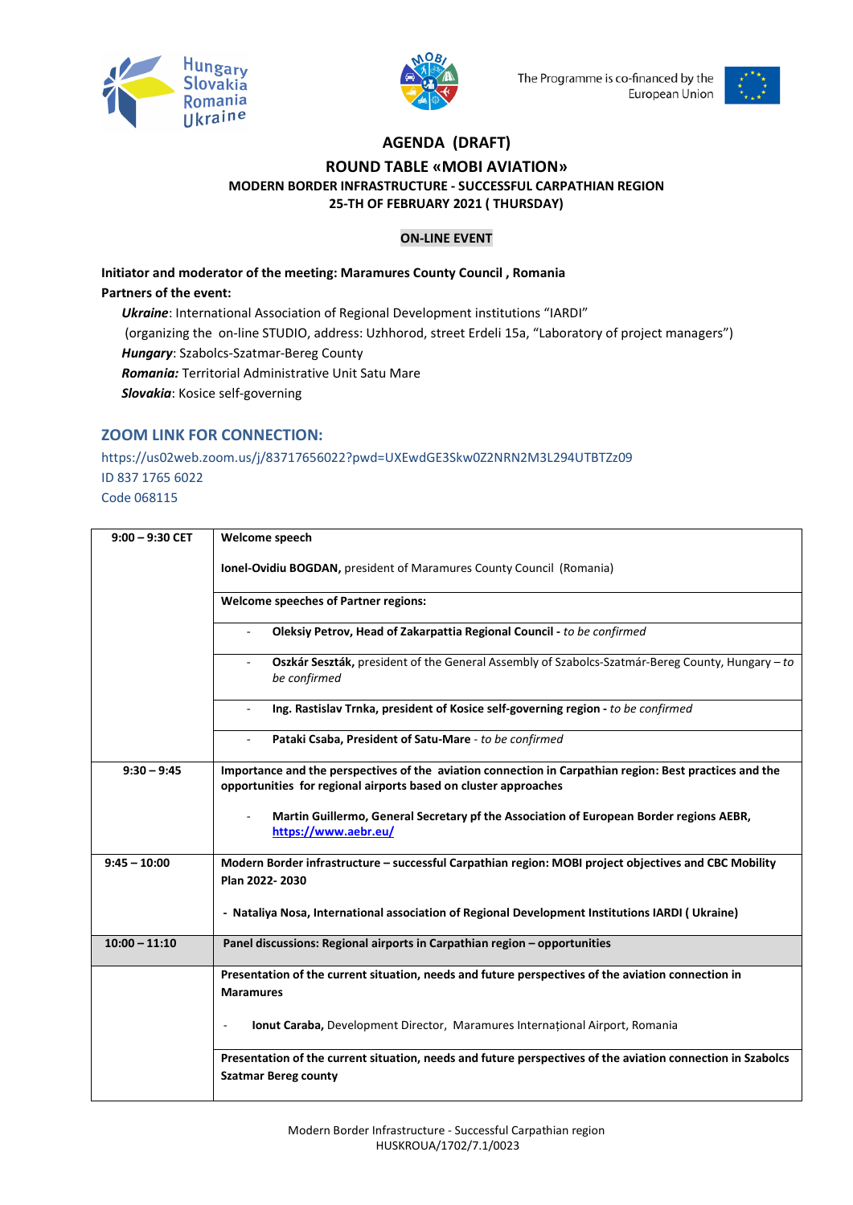Hungary Slovakia Romania Ukraine

The Programme is co-financed by the European Union

# AGENDA (DRAFT)

## ROUND TABLE «MOBI AVIATION»

### MODERN BORDER INFRASTRUCTURE - SUCCESSFUL CARPATHIAN REGION

### 25-TH OF FEBRUARY 2021 ( THURSDAY)

**ON-LINE EVENT**

**Initiator and moderator of the meeting: Maramures County Council , Romania**

**Partners of the event:**

***Ukraine***: International Association of Regional Development institutions "IARDI"
(organizing the on-line STUDIO, address: Uzhhorod, street Erdeli 15a, "Laboratory of project managers")

***Hungary***: Szabolcs-Szatmar-Bereg County

***Romania:*** Territorial Administrative Unit Satu Mare

***Slovakia***: Kosice self-governing

## ZOOM LINK FOR CONNECTION:

https://us02web.zoom.us/j/83717656022?pwd=UXEwdGE3Skw0Z2NRN2M3L294UTBTZz09
ID 837 1765 6022
Code 068115

| | |
|---|---|
| **9:00 – 9:30 CET** | **Welcome speech**<br><br>**Ionel-Ovidiu BOGDAN,** president of Maramures County Council (Romania) |
| | **Welcome speeches of Partner regions:** |
| | - **Oleksiy Petrov, Head of Zakarpattia Regional Council -** *to be confirmed* |
| | - **Oszkár Seszták,** president of the General Assembly of Szabolcs-Szatmár-Bereg County, Hungary – *to be confirmed* |
| | - **Ing. Rastislav Trnka, president of Kosice self-governing region -** *to be confirmed* |
| | - **Pataki Csaba, President of Satu-Mare** - *to be confirmed* |
| **9:30 – 9:45** | **Importance and the perspectives of the aviation connection in Carpathian region: Best practices and the opportunities for regional airports based on cluster approaches**<br><br>- **Martin Guillermo, General Secretary pf the Association of European Border regions AEBR, https://www.aebr.eu/** |
| **9:45 – 10:00** | **Modern Border infrastructure – successful Carpathian region: MOBI project objectives and CBC Mobility Plan 2022- 2030**<br><br>**- Nataliya Nosa, International association of Regional Development Institutions IARDI ( Ukraine)** |
| **10:00 – 11:10** | **Panel discussions: Regional airports in Carpathian region – opportunities** |
| | **Presentation of the current situation, needs and future perspectives of the aviation connection in Maramures**<br><br>- **Ionut Caraba,** Development Director, Maramures Internațional Airport, Romania |
| | **Presentation of the current situation, needs and future perspectives of the aviation connection in Szabolcs Szatmar Bereg county** |

Modern Border Infrastructure - Successful Carpathian region
HUSKROUA/1702/7.1/0023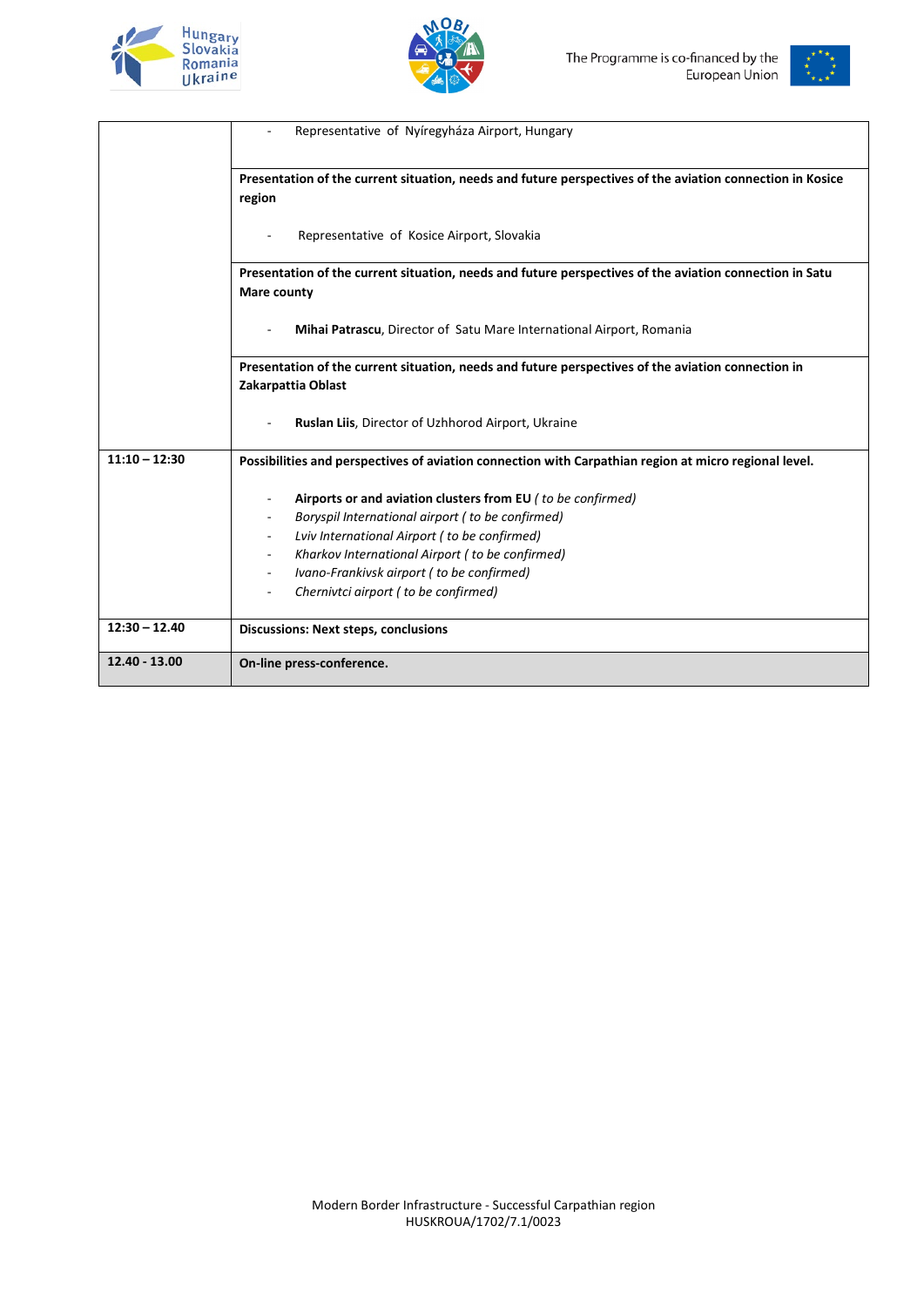| | |
|---|---|
| | - Representative of Nyíregyháza Airport, Hungary |
| | **Presentation of the current situation, needs and future perspectives of the aviation connection in Kosice region**<br><br>- Representative of Kosice Airport, Slovakia |
| | **Presentation of the current situation, needs and future perspectives of the aviation connection in Satu Mare county**<br><br>- **Mihai Patrascu**, Director of Satu Mare International Airport, Romania |
| | **Presentation of the current situation, needs and future perspectives of the aviation connection in Zakarpattia Oblast**<br><br>- **Ruslan Liis**, Director of Uzhhorod Airport, Ukraine |
| **11:10 – 12:30** | **Possibilities and perspectives of aviation connection with Carpathian region at micro regional level.**<br><br>- **Airports or and aviation clusters from EU** *( to be confirmed)*<br>- *Boryspil International airport ( to be confirmed)*<br>- *Lviv International Airport ( to be confirmed)*<br>- *Kharkov International Airport ( to be confirmed)*<br>- *Ivano-Frankivsk airport ( to be confirmed)*<br>- *Chernivtci airport ( to be confirmed)* |
| **12:30 – 12.40** | **Discussions: Next steps, conclusions** |
| **12.40 - 13.00** | **On-line press-conference.** |

Modern Border Infrastructure - Successful Carpathian region
HUSKROUA/1702/7.1/0023